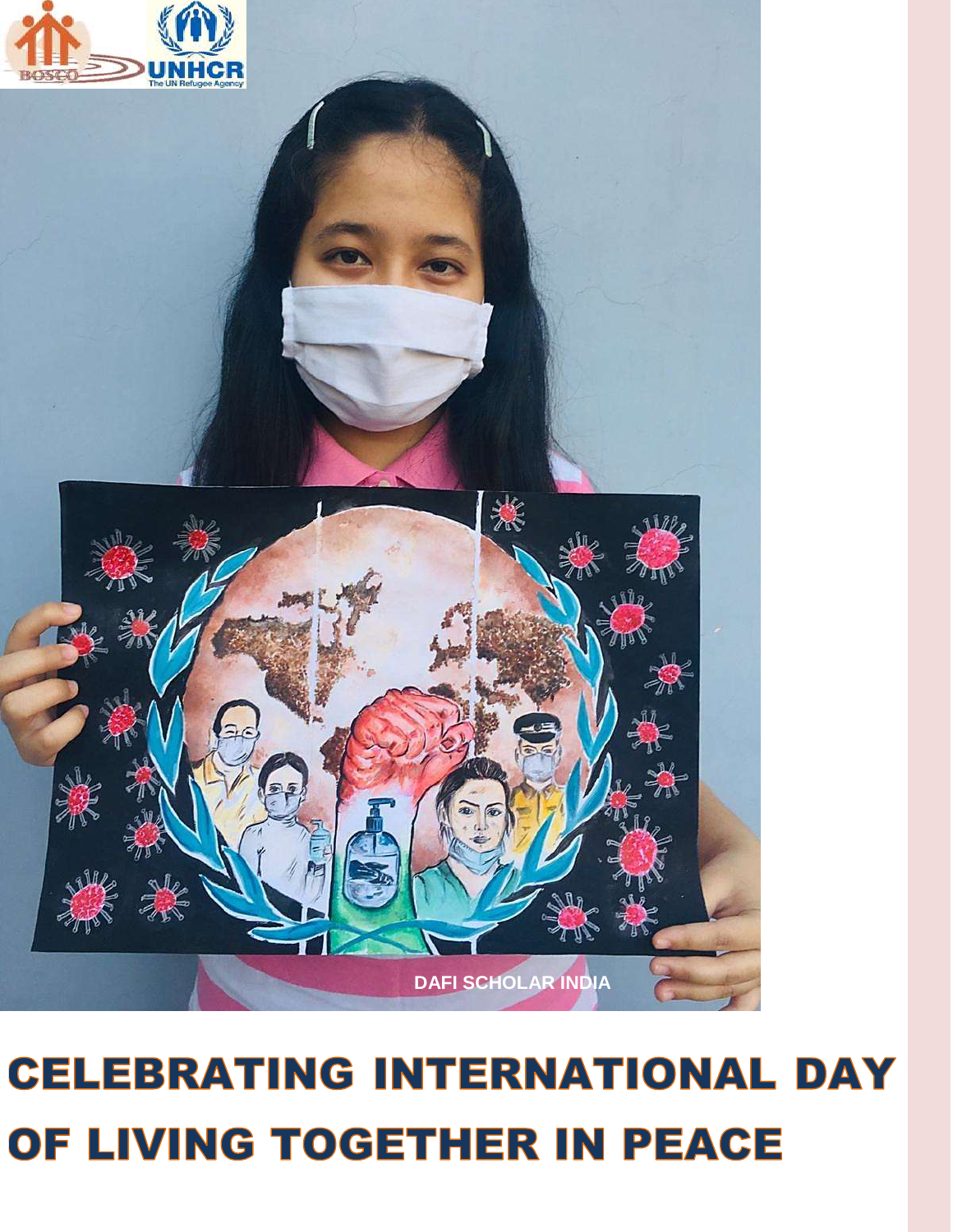DAFI SCHOLAR INDIA

# CELEBRATING INTERNATIONAL DAY OF LIVING TOGETHER IN PEACE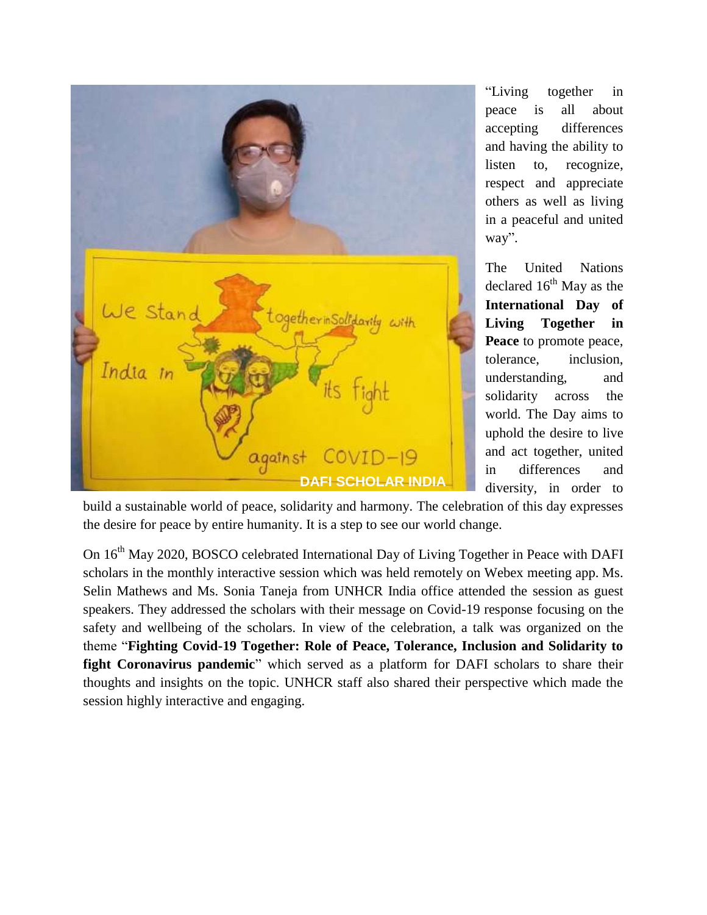"Living together in peace is all about accepting differences and having the ability to listen to, recognize, respect and appreciate others as well as living in a peaceful and united way".

The United Nations declared 16th May as the **International Day of Living Together in Peace** to promote peace, tolerance, inclusion, understanding, and solidarity across the world. The Day aims to uphold the desire to live and act together, united in differences and diversity, in order to build a sustainable world of peace, solidarity and harmony. The celebration of this day expresses the desire for peace by entire humanity. It is a step to see our world change.

On 16th May 2020, BOSCO celebrated International Day of Living Together in Peace with DAFI scholars in the monthly interactive session which was held remotely on Webex meeting app. Ms. Selin Mathews and Ms. Sonia Taneja from UNHCR India office attended the session as guest speakers. They addressed the scholars with their message on Covid-19 response focusing on the safety and wellbeing of the scholars. In view of the celebration, a talk was organized on the theme "**Fighting Covid-19 Together: Role of Peace, Tolerance, Inclusion and Solidarity to fight Coronavirus pandemic**" which served as a platform for DAFI scholars to share their thoughts and insights on the topic. UNHCR staff also shared their perspective which made the session highly interactive and engaging.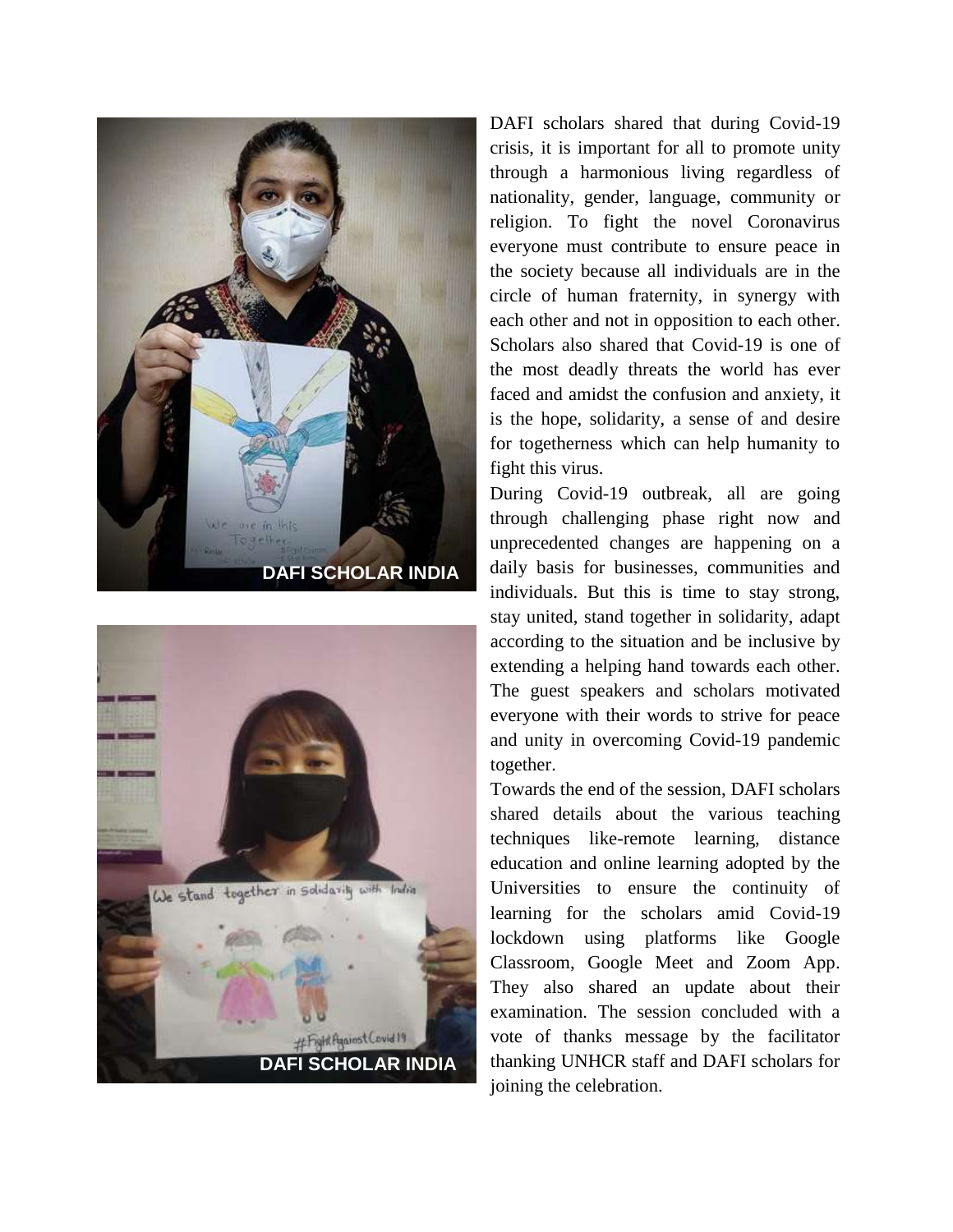DAFI SCHOLAR INDIA

DAFI SCHOLAR INDIA

DAFI scholars shared that during Covid-19 crisis, it is important for all to promote unity through a harmonious living regardless of nationality, gender, language, community or religion. To fight the novel Coronavirus everyone must contribute to ensure peace in the society because all individuals are in the circle of human fraternity, in synergy with each other and not in opposition to each other. Scholars also shared that Covid-19 is one of the most deadly threats the world has ever faced and amidst the confusion and anxiety, it is the hope, solidarity, a sense of and desire for togetherness which can help humanity to fight this virus.

During Covid-19 outbreak, all are going through challenging phase right now and unprecedented changes are happening on a daily basis for businesses, communities and individuals. But this is time to stay strong, stay united, stand together in solidarity, adapt according to the situation and be inclusive by extending a helping hand towards each other. The guest speakers and scholars motivated everyone with their words to strive for peace and unity in overcoming Covid-19 pandemic together.

Towards the end of the session, DAFI scholars shared details about the various teaching techniques like-remote learning, distance education and online learning adopted by the Universities to ensure the continuity of learning for the scholars amid Covid-19 lockdown using platforms like Google Classroom, Google Meet and Zoom App. They also shared an update about their examination. The session concluded with a vote of thanks message by the facilitator thanking UNHCR staff and DAFI scholars for joining the celebration.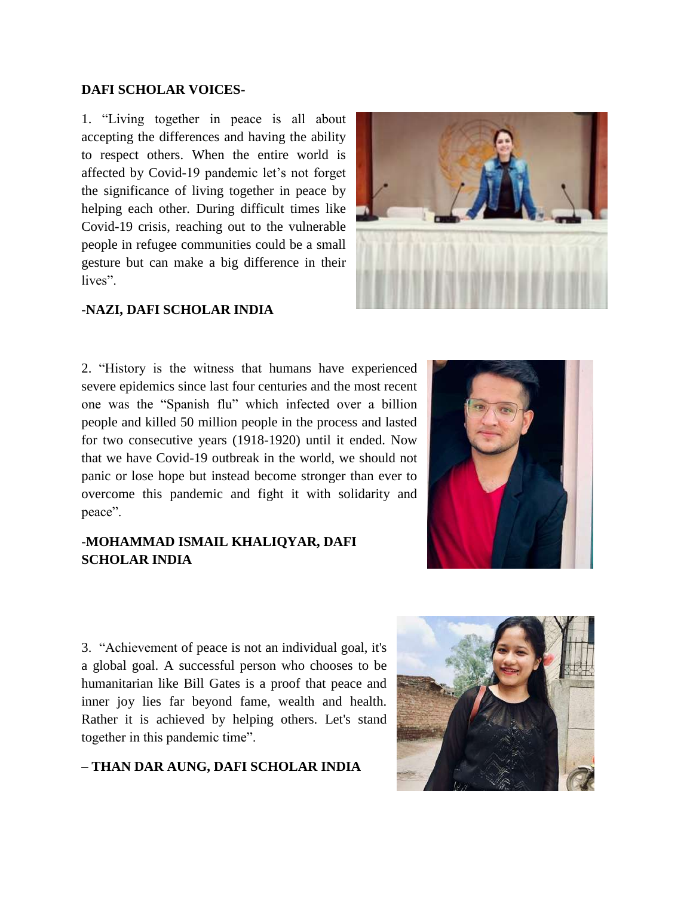**DAFI SCHOLAR VOICES-**

1. "Living together in peace is all about accepting the differences and having the ability to respect others. When the entire world is affected by Covid-19 pandemic let's not forget the significance of living together in peace by helping each other. During difficult times like Covid-19 crisis, reaching out to the vulnerable people in refugee communities could be a small gesture but can make a big difference in their lives".

-**NAZI, DAFI SCHOLAR INDIA**

2. "History is the witness that humans have experienced severe epidemics since last four centuries and the most recent one was the "Spanish flu" which infected over a billion people and killed 50 million people in the process and lasted for two consecutive years (1918-1920) until it ended. Now that we have Covid-19 outbreak in the world, we should not panic or lose hope but instead become stronger than ever to overcome this pandemic and fight it with solidarity and peace".

-**MOHAMMAD ISMAIL KHALIQYAR, DAFI SCHOLAR INDIA**

3. "Achievement of peace is not an individual goal, it's a global goal. A successful person who chooses to be humanitarian like Bill Gates is a proof that peace and inner joy lies far beyond fame, wealth and health. Rather it is achieved by helping others. Let's stand together in this pandemic time".

– **THAN DAR AUNG, DAFI SCHOLAR INDIA**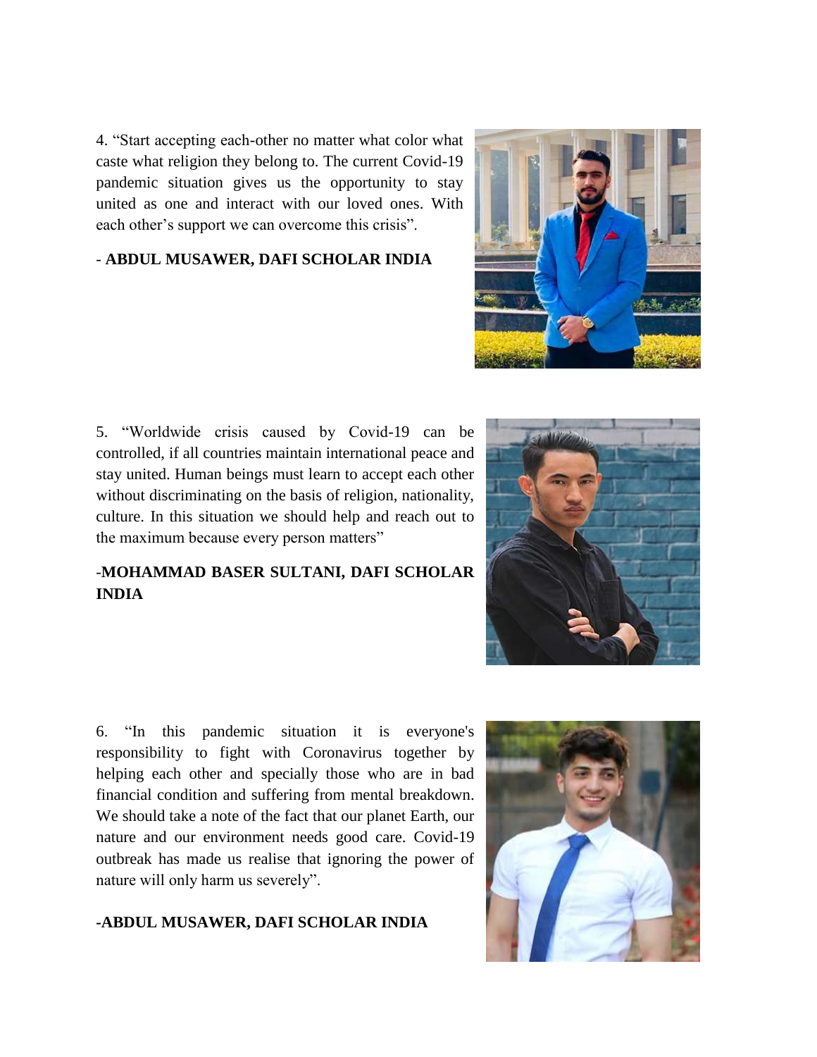4. “Start accepting each-other no matter what color what caste what religion they belong to. The current Covid-19 pandemic situation gives us the opportunity to stay united as one and interact with our loved ones. With each other’s support we can overcome this crisis”.

- **ABDUL MUSAWER, DAFI SCHOLAR INDIA**

5. “Worldwide crisis caused by Covid-19 can be controlled, if all countries maintain international peace and stay united. Human beings must learn to accept each other without discriminating on the basis of religion, nationality, culture. In this situation we should help and reach out to the maximum because every person matters”

-**MOHAMMAD BASER SULTANI, DAFI SCHOLAR INDIA**

6. “In this pandemic situation it is everyone's responsibility to fight with Coronavirus together by helping each other and specially those who are in bad financial condition and suffering from mental breakdown. We should take a note of the fact that our planet Earth, our nature and our environment needs good care. Covid-19 outbreak has made us realise that ignoring the power of nature will only harm us severely”.

**-ABDUL MUSAWER, DAFI SCHOLAR INDIA**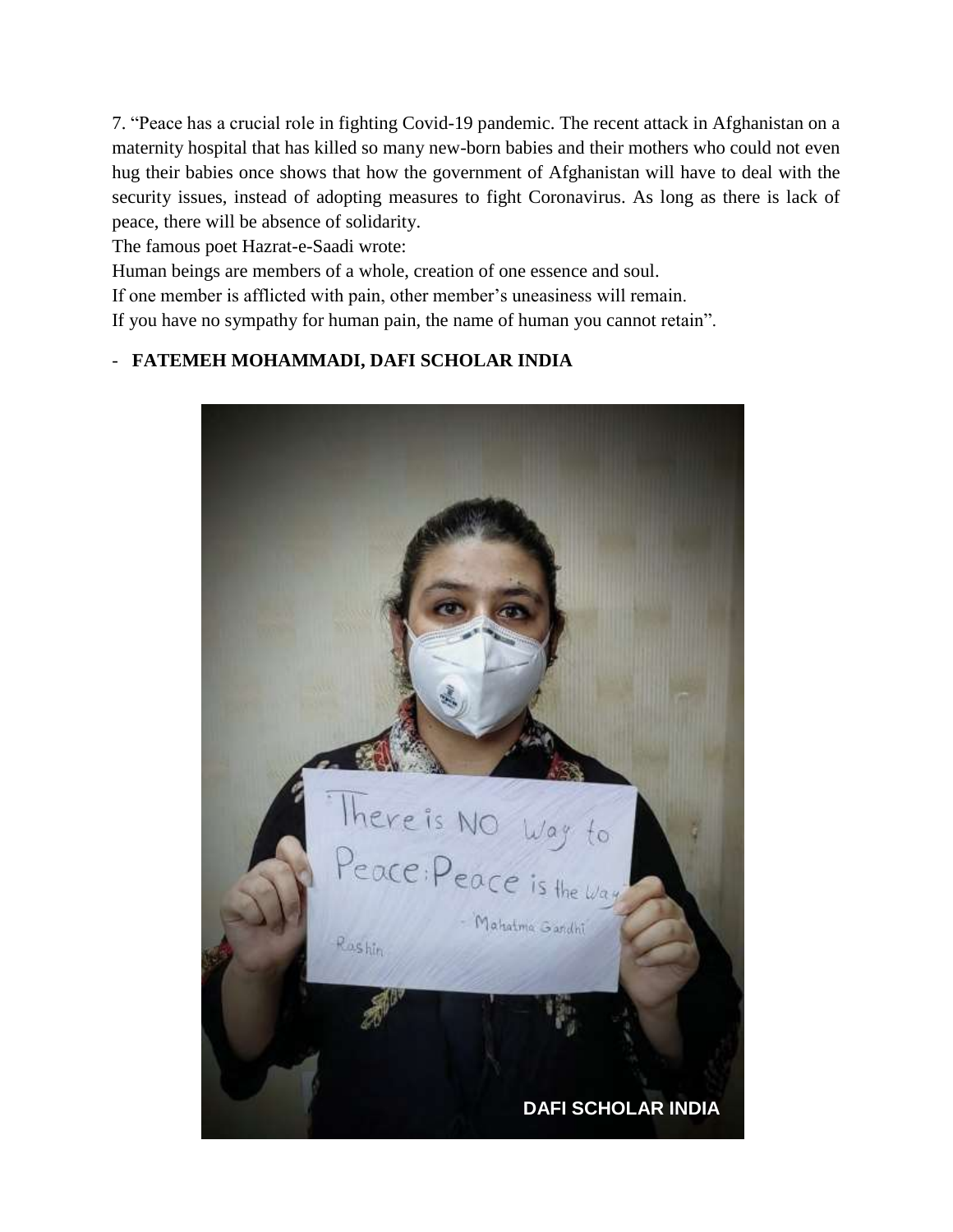7. “Peace has a crucial role in fighting Covid-19 pandemic. The recent attack in Afghanistan on a maternity hospital that has killed so many new-born babies and their mothers who could not even hug their babies once shows that how the government of Afghanistan will have to deal with the security issues, instead of adopting measures to fight Coronavirus. As long as there is lack of peace, there will be absence of solidarity.

The famous poet Hazrat-e-Saadi wrote:

Human beings are members of a whole, creation of one essence and soul.

If one member is afflicted with pain, other member’s uneasiness will remain.

If you have no sympathy for human pain, the name of human you cannot retain”.

- **FATEMEH MOHAMMADI, DAFI SCHOLAR INDIA**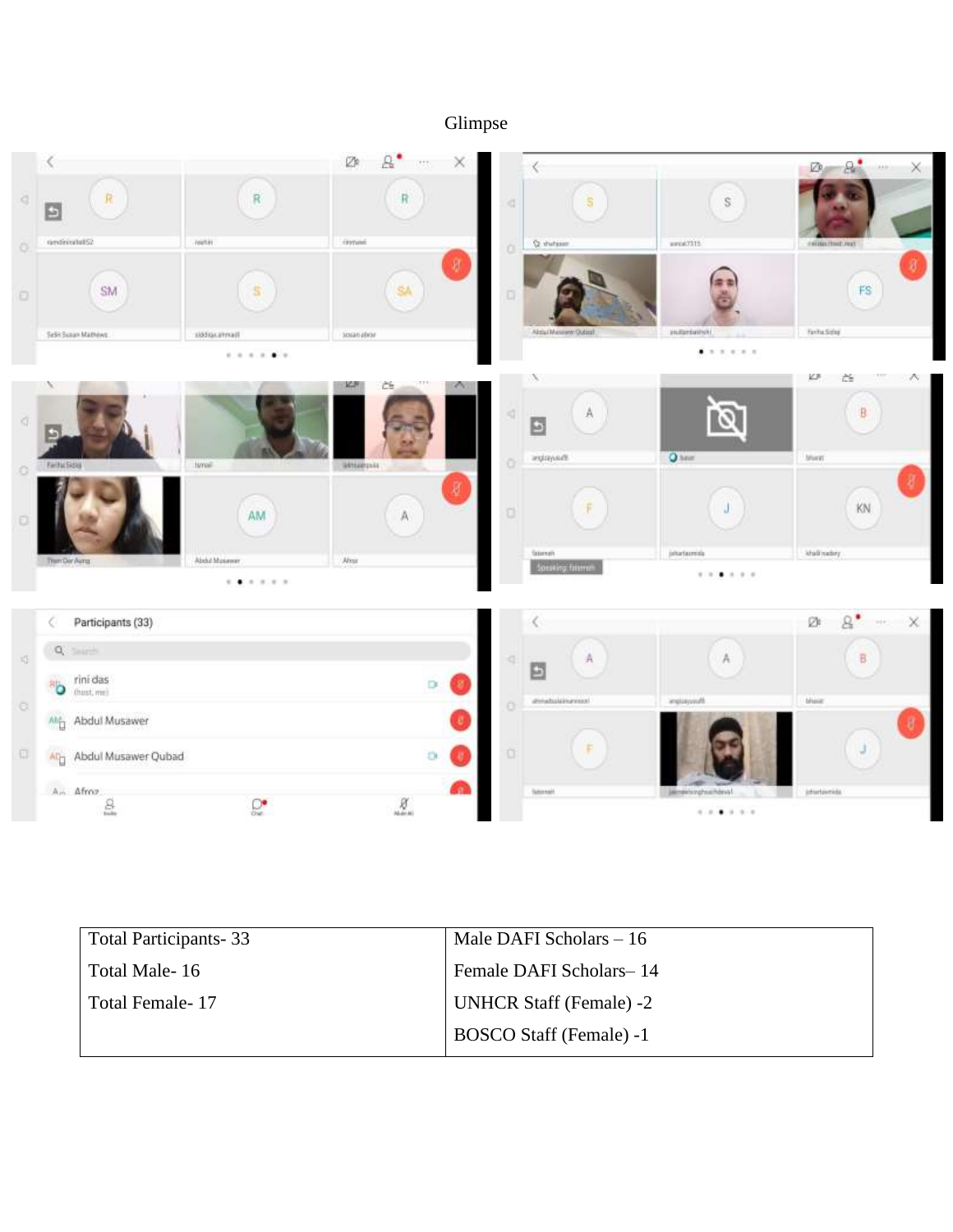Glimpse

| | |
|---|---|
| Total Participants- 33<br>Total Male- 16<br>Total Female- 17 | Male DAFI Scholars – 16<br>Female DAFI Scholars– 14<br>UNHCR Staff (Female) -2<br>BOSCO Staff (Female) -1 |